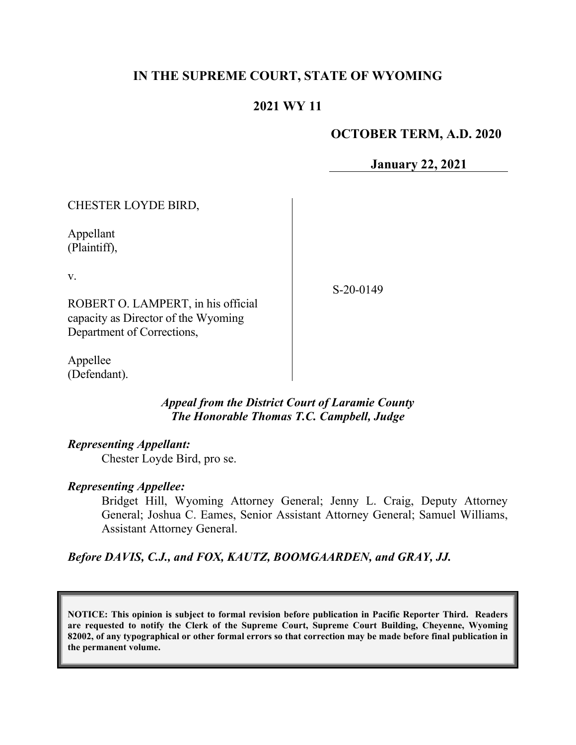# IN THE SUPREME COURT, STATE OF WYOMING

## 2021 WY 11

**OCTOBER TERM, A.D. 2020**

**January 22, 2021**

CHESTER LOYDE BIRD,

Appellant
(Plaintiff),

v.

ROBERT O. LAMPERT, in his official capacity as Director of the Wyoming Department of Corrections,

Appellee
(Defendant).

S-20-0149

***Appeal from the District Court of Laramie County***
***The Honorable Thomas T.C. Campbell, Judge***

***Representing Appellant:***

Chester Loyde Bird, pro se.

***Representing Appellee:***

Bridget Hill, Wyoming Attorney General; Jenny L. Craig, Deputy Attorney General; Joshua C. Eames, Senior Assistant Attorney General; Samuel Williams, Assistant Attorney General.

***Before DAVIS, C.J., and FOX, KAUTZ, BOOMGAARDEN, and GRAY, JJ.***

**NOTICE: This opinion is subject to formal revision before publication in Pacific Reporter Third. Readers are requested to notify the Clerk of the Supreme Court, Supreme Court Building, Cheyenne, Wyoming 82002, of any typographical or other formal errors so that correction may be made before final publication in the permanent volume.**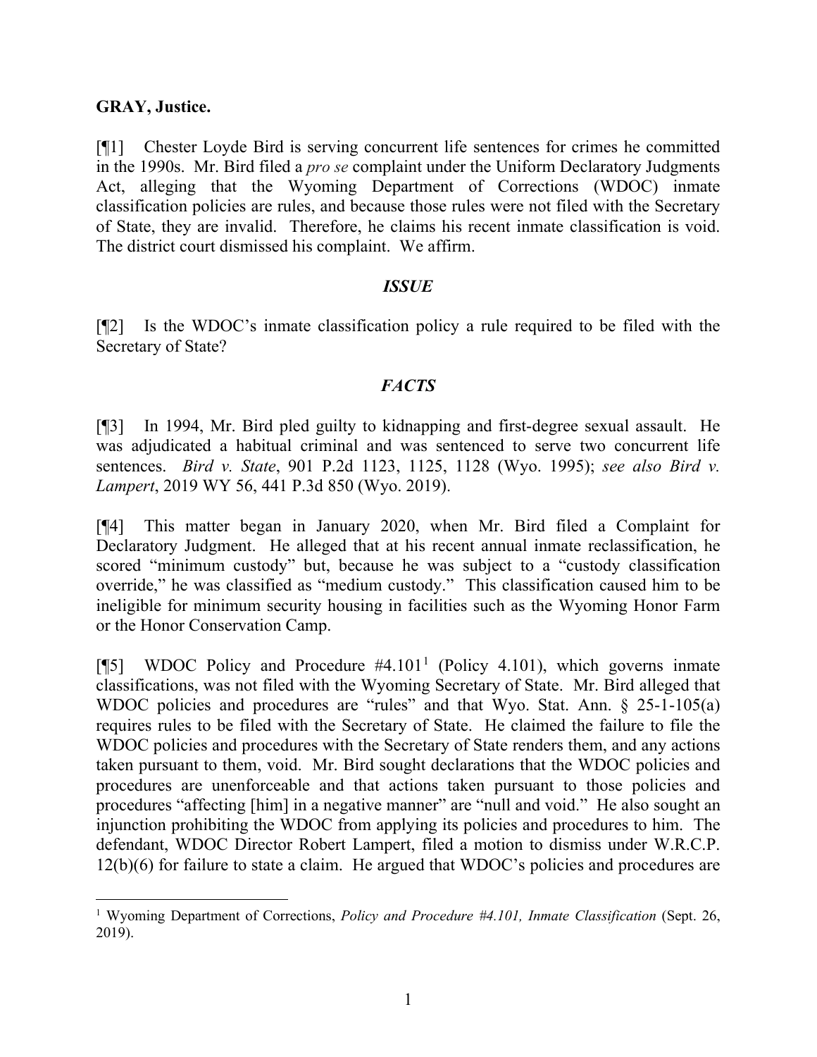**GRAY, Justice.**

[¶1] Chester Loyde Bird is serving concurrent life sentences for crimes he committed in the 1990s. Mr. Bird filed a *pro se* complaint under the Uniform Declaratory Judgments Act, alleging that the Wyoming Department of Corrections (WDOC) inmate classification policies are rules, and because those rules were not filed with the Secretary of State, they are invalid. Therefore, he claims his recent inmate classification is void. The district court dismissed his complaint. We affirm.

### *ISSUE*

[¶2] Is the WDOC's inmate classification policy a rule required to be filed with the Secretary of State?

### *FACTS*

[¶3] In 1994, Mr. Bird pled guilty to kidnapping and first-degree sexual assault. He was adjudicated a habitual criminal and was sentenced to serve two concurrent life sentences. *Bird v. State*, 901 P.2d 1123, 1125, 1128 (Wyo. 1995); *see also Bird v. Lampert*, 2019 WY 56, 441 P.3d 850 (Wyo. 2019).

[¶4] This matter began in January 2020, when Mr. Bird filed a Complaint for Declaratory Judgment. He alleged that at his recent annual inmate reclassification, he scored "minimum custody" but, because he was subject to a "custody classification override," he was classified as "medium custody." This classification caused him to be ineligible for minimum security housing in facilities such as the Wyoming Honor Farm or the Honor Conservation Camp.

[¶5] WDOC Policy and Procedure #4.101[1] (Policy 4.101), which governs inmate classifications, was not filed with the Wyoming Secretary of State. Mr. Bird alleged that WDOC policies and procedures are "rules" and that Wyo. Stat. Ann. § 25-1-105(a) requires rules to be filed with the Secretary of State. He claimed the failure to file the WDOC policies and procedures with the Secretary of State renders them, and any actions taken pursuant to them, void. Mr. Bird sought declarations that the WDOC policies and procedures are unenforceable and that actions taken pursuant to those policies and procedures "affecting [him] in a negative manner" are "null and void." He also sought an injunction prohibiting the WDOC from applying its policies and procedures to him. The defendant, WDOC Director Robert Lampert, filed a motion to dismiss under W.R.C.P. 12(b)(6) for failure to state a claim. He argued that WDOC's policies and procedures are

---

[1] Wyoming Department of Corrections, *Policy and Procedure #4.101, Inmate Classification* (Sept. 26, 2019).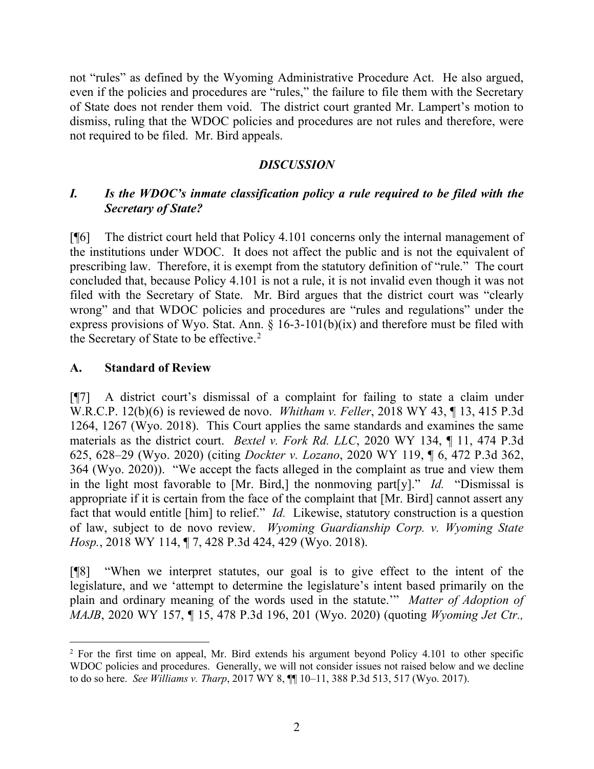not "rules" as defined by the Wyoming Administrative Procedure Act. He also argued, even if the policies and procedures are "rules," the failure to file them with the Secretary of State does not render them void. The district court granted Mr. Lampert's motion to dismiss, ruling that the WDOC policies and procedures are not rules and therefore, were not required to be filed. Mr. Bird appeals.

## *DISCUSSION*

### *I. Is the WDOC's inmate classification policy a rule required to be filed with the Secretary of State?*

[¶6] The district court held that Policy 4.101 concerns only the internal management of the institutions under WDOC. It does not affect the public and is not the equivalent of prescribing law. Therefore, it is exempt from the statutory definition of "rule." The court concluded that, because Policy 4.101 is not a rule, it is not invalid even though it was not filed with the Secretary of State. Mr. Bird argues that the district court was "clearly wrong" and that WDOC policies and procedures are "rules and regulations" under the express provisions of Wyo. Stat. Ann. § 16-3-101(b)(ix) and therefore must be filed with the Secretary of State to be effective.[2]

### A. Standard of Review

[¶7] A district court's dismissal of a complaint for failing to state a claim under W.R.C.P. 12(b)(6) is reviewed de novo. *Whitham v. Feller*, 2018 WY 43, ¶ 13, 415 P.3d 1264, 1267 (Wyo. 2018). This Court applies the same standards and examines the same materials as the district court. *Bextel v. Fork Rd. LLC*, 2020 WY 134, ¶ 11, 474 P.3d 625, 628–29 (Wyo. 2020) (citing *Dockter v. Lozano*, 2020 WY 119, ¶ 6, 472 P.3d 362, 364 (Wyo. 2020)). "We accept the facts alleged in the complaint as true and view them in the light most favorable to [Mr. Bird,] the nonmoving part[y]." *Id.* "Dismissal is appropriate if it is certain from the face of the complaint that [Mr. Bird] cannot assert any fact that would entitle [him] to relief." *Id.* Likewise, statutory construction is a question of law, subject to de novo review. *Wyoming Guardianship Corp. v. Wyoming State Hosp.*, 2018 WY 114, ¶ 7, 428 P.3d 424, 429 (Wyo. 2018).

[¶8] "When we interpret statutes, our goal is to give effect to the intent of the legislature, and we 'attempt to determine the legislature's intent based primarily on the plain and ordinary meaning of the words used in the statute.'" *Matter of Adoption of MAJB*, 2020 WY 157, ¶ 15, 478 P.3d 196, 201 (Wyo. 2020) (quoting *Wyoming Jet Ctr.,*

---

[2] For the first time on appeal, Mr. Bird extends his argument beyond Policy 4.101 to other specific WDOC policies and procedures. Generally, we will not consider issues not raised below and we decline to do so here. *See Williams v. Tharp*, 2017 WY 8, ¶¶ 10–11, 388 P.3d 513, 517 (Wyo. 2017).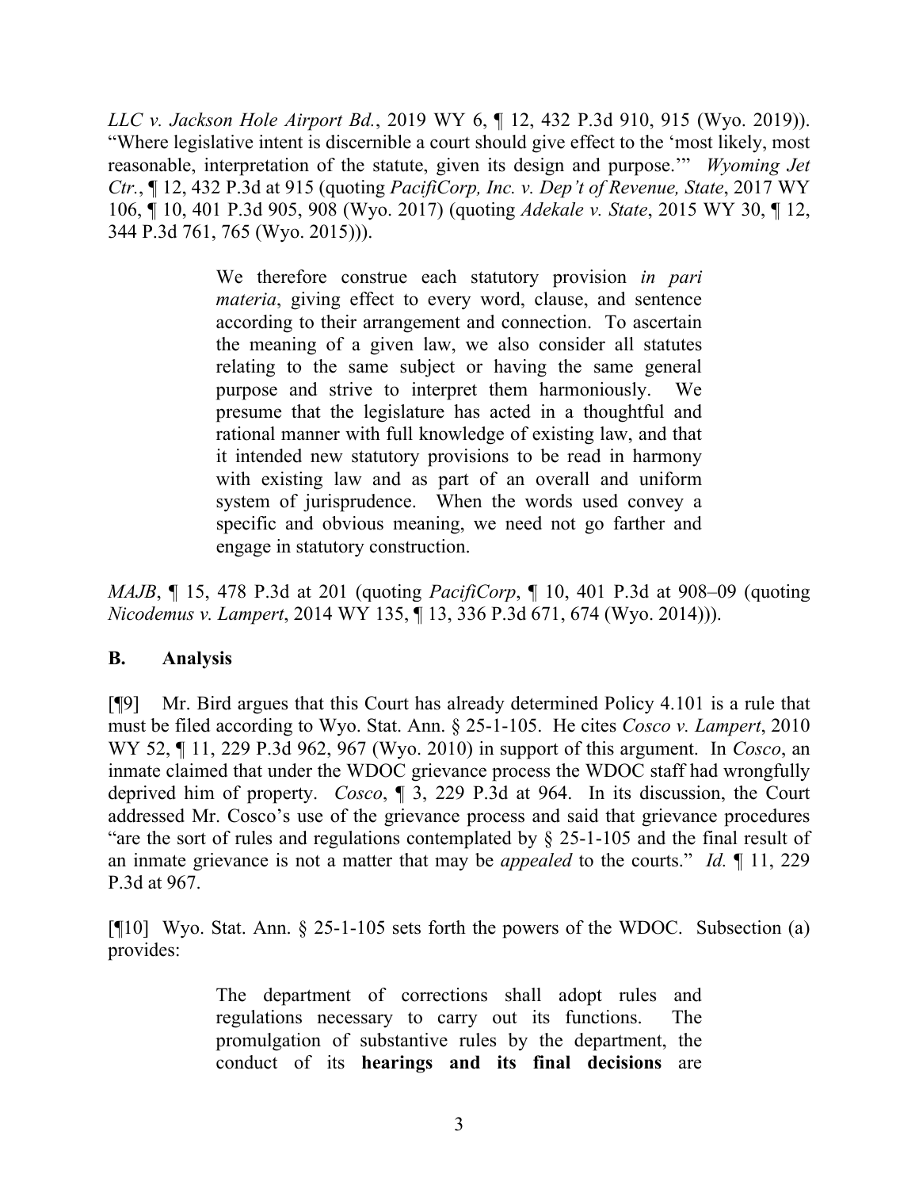*LLC v. Jackson Hole Airport Bd.*, 2019 WY 6, ¶ 12, 432 P.3d 910, 915 (Wyo. 2019)). "Where legislative intent is discernible a court should give effect to the 'most likely, most reasonable, interpretation of the statute, given its design and purpose.'" *Wyoming Jet Ctr.*, ¶ 12, 432 P.3d at 915 (quoting *PacifiCorp, Inc. v. Dep't of Revenue, State*, 2017 WY 106, ¶ 10, 401 P.3d 905, 908 (Wyo. 2017) (quoting *Adekale v. State*, 2015 WY 30, ¶ 12, 344 P.3d 761, 765 (Wyo. 2015))).

> We therefore construe each statutory provision *in pari materia*, giving effect to every word, clause, and sentence according to their arrangement and connection. To ascertain the meaning of a given law, we also consider all statutes relating to the same subject or having the same general purpose and strive to interpret them harmoniously. We presume that the legislature has acted in a thoughtful and rational manner with full knowledge of existing law, and that it intended new statutory provisions to be read in harmony with existing law and as part of an overall and uniform system of jurisprudence. When the words used convey a specific and obvious meaning, we need not go farther and engage in statutory construction.

*MAJB*, ¶ 15, 478 P.3d at 201 (quoting *PacifiCorp*, ¶ 10, 401 P.3d at 908–09 (quoting *Nicodemus v. Lampert*, 2014 WY 135, ¶ 13, 336 P.3d 671, 674 (Wyo. 2014))).

### B. Analysis

[¶9] Mr. Bird argues that this Court has already determined Policy 4.101 is a rule that must be filed according to Wyo. Stat. Ann. § 25-1-105. He cites *Cosco v. Lampert*, 2010 WY 52, ¶ 11, 229 P.3d 962, 967 (Wyo. 2010) in support of this argument. In *Cosco*, an inmate claimed that under the WDOC grievance process the WDOC staff had wrongfully deprived him of property. *Cosco*, ¶ 3, 229 P.3d at 964. In its discussion, the Court addressed Mr. Cosco's use of the grievance process and said that grievance procedures "are the sort of rules and regulations contemplated by § 25-1-105 and the final result of an inmate grievance is not a matter that may be *appealed* to the courts." *Id.* ¶ 11, 229 P.3d at 967.

[¶10] Wyo. Stat. Ann. § 25-1-105 sets forth the powers of the WDOC. Subsection (a) provides:

> The department of corrections shall adopt rules and regulations necessary to carry out its functions. The promulgation of substantive rules by the department, the conduct of its **hearings and its final decisions** are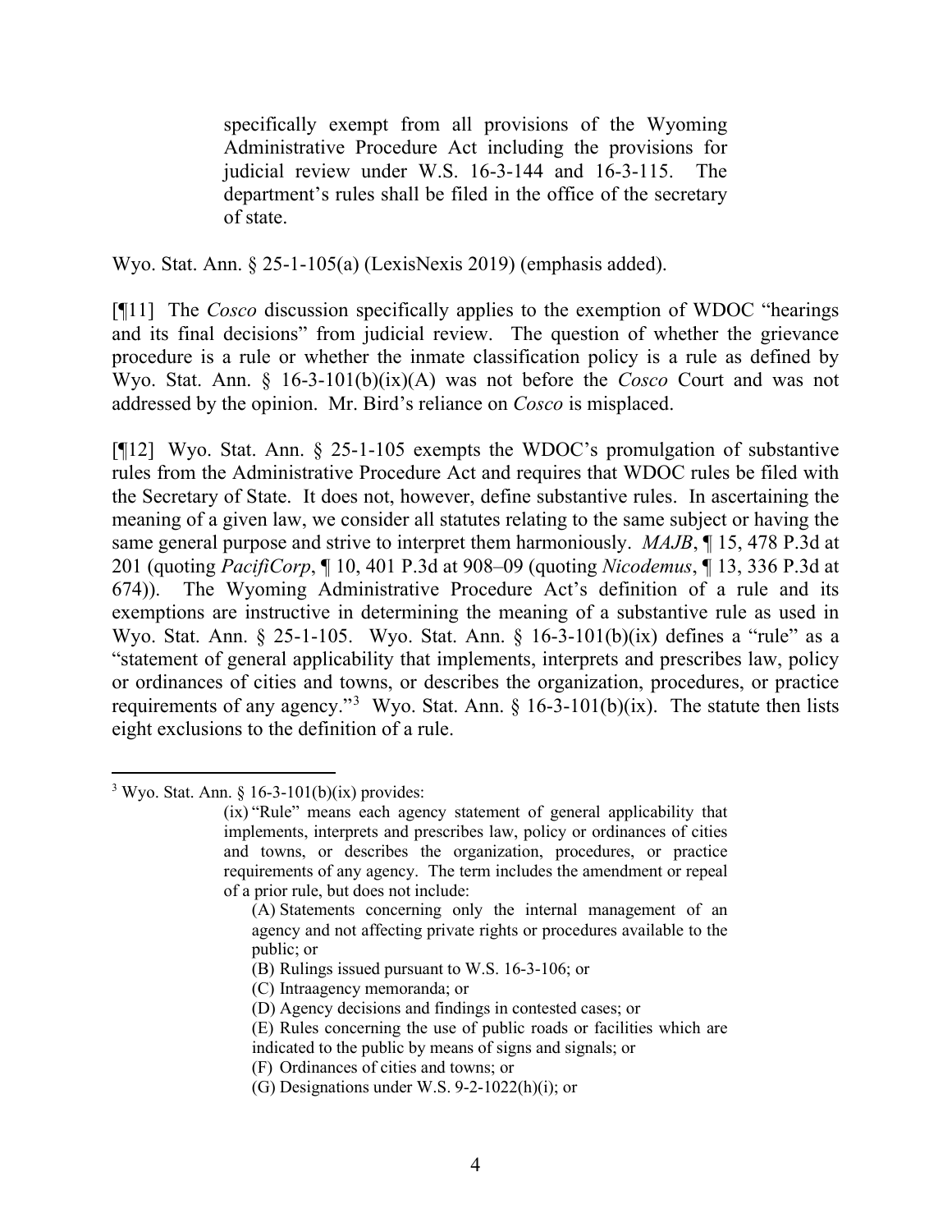> specifically exempt from all provisions of the Wyoming Administrative Procedure Act including the provisions for judicial review under W.S. 16-3-144 and 16-3-115. The department's rules shall be filed in the office of the secretary of state.

Wyo. Stat. Ann. § 25-1-105(a) (LexisNexis 2019) (emphasis added).

[¶11] The *Cosco* discussion specifically applies to the exemption of WDOC "hearings and its final decisions" from judicial review. The question of whether the grievance procedure is a rule or whether the inmate classification policy is a rule as defined by Wyo. Stat. Ann. § 16-3-101(b)(ix)(A) was not before the *Cosco* Court and was not addressed by the opinion. Mr. Bird's reliance on *Cosco* is misplaced.

[¶12] Wyo. Stat. Ann. § 25-1-105 exempts the WDOC's promulgation of substantive rules from the Administrative Procedure Act and requires that WDOC rules be filed with the Secretary of State. It does not, however, define substantive rules. In ascertaining the meaning of a given law, we consider all statutes relating to the same subject or having the same general purpose and strive to interpret them harmoniously. *MAJB*, ¶ 15, 478 P.3d at 201 (quoting *PacifiCorp*, ¶ 10, 401 P.3d at 908–09 (quoting *Nicodemus*, ¶ 13, 336 P.3d at 674)). The Wyoming Administrative Procedure Act's definition of a rule and its exemptions are instructive in determining the meaning of a substantive rule as used in Wyo. Stat. Ann. § 25-1-105. Wyo. Stat. Ann. § 16-3-101(b)(ix) defines a "rule" as a "statement of general applicability that implements, interprets and prescribes law, policy or ordinances of cities and towns, or describes the organization, procedures, or practice requirements of any agency."[3] Wyo. Stat. Ann. § 16-3-101(b)(ix). The statute then lists eight exclusions to the definition of a rule.

---

[3] Wyo. Stat. Ann. § 16-3-101(b)(ix) provides:

> (ix) "Rule" means each agency statement of general applicability that implements, interprets and prescribes law, policy or ordinances of cities and towns, or describes the organization, procedures, or practice requirements of any agency. The term includes the amendment or repeal of a prior rule, but does not include:
>
> (A) Statements concerning only the internal management of an agency and not affecting private rights or procedures available to the public; or
>
> (B) Rulings issued pursuant to W.S. 16-3-106; or
>
> (C) Intraagency memoranda; or
>
> (D) Agency decisions and findings in contested cases; or
>
> (E) Rules concerning the use of public roads or facilities which are indicated to the public by means of signs and signals; or
>
> (F) Ordinances of cities and towns; or
>
> (G) Designations under W.S. 9-2-1022(h)(i); or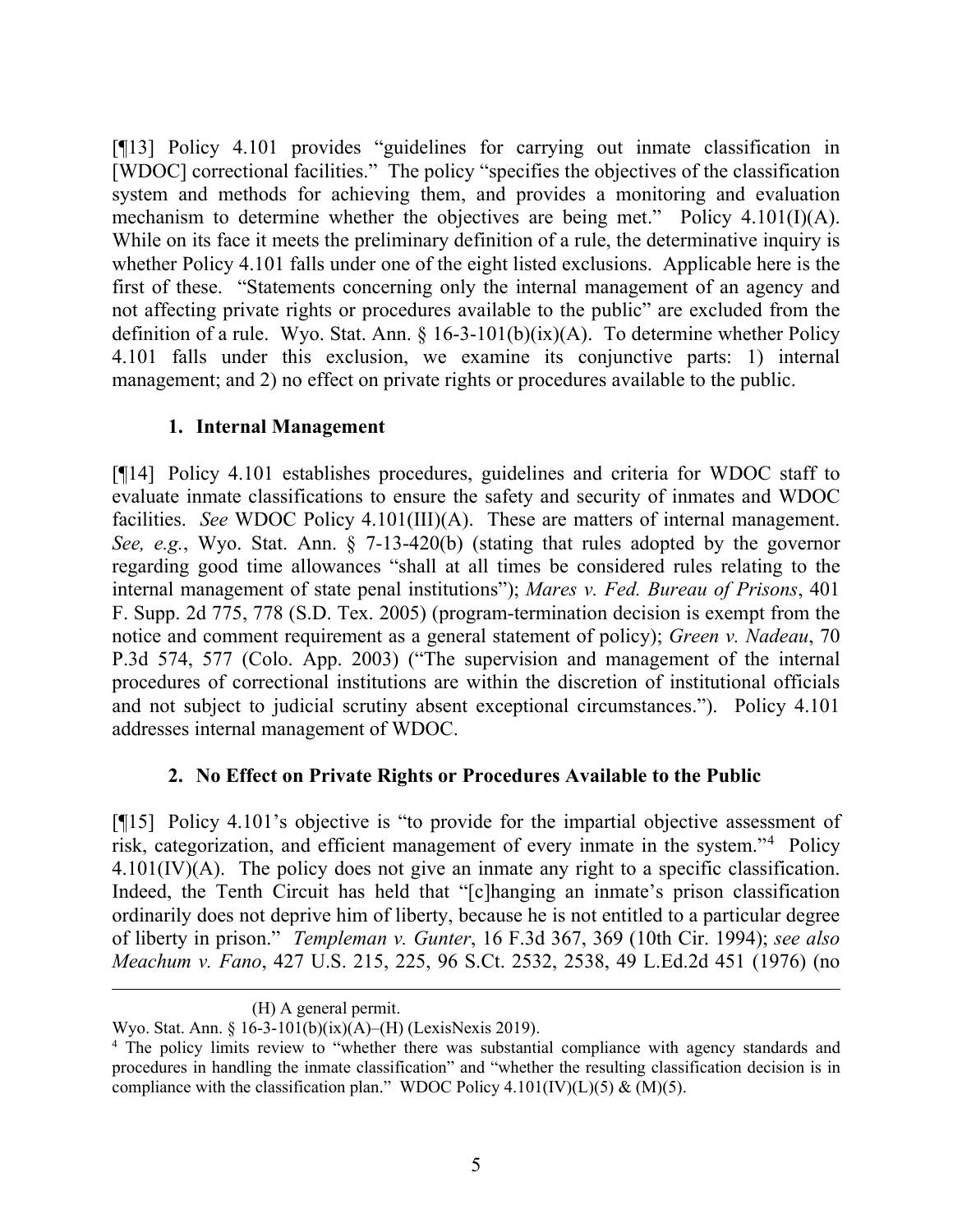[¶13] Policy 4.101 provides "guidelines for carrying out inmate classification in [WDOC] correctional facilities." The policy "specifies the objectives of the classification system and methods for achieving them, and provides a monitoring and evaluation mechanism to determine whether the objectives are being met." Policy 4.101(I)(A). While on its face it meets the preliminary definition of a rule, the determinative inquiry is whether Policy 4.101 falls under one of the eight listed exclusions. Applicable here is the first of these. "Statements concerning only the internal management of an agency and not affecting private rights or procedures available to the public" are excluded from the definition of a rule. Wyo. Stat. Ann. § 16-3-101(b)(ix)(A). To determine whether Policy 4.101 falls under this exclusion, we examine its conjunctive parts: 1) internal management; and 2) no effect on private rights or procedures available to the public.

### 1. Internal Management

[¶14] Policy 4.101 establishes procedures, guidelines and criteria for WDOC staff to evaluate inmate classifications to ensure the safety and security of inmates and WDOC facilities. *See* WDOC Policy 4.101(III)(A). These are matters of internal management. *See, e.g.*, Wyo. Stat. Ann. § 7-13-420(b) (stating that rules adopted by the governor regarding good time allowances "shall at all times be considered rules relating to the internal management of state penal institutions"); *Mares v. Fed. Bureau of Prisons*, 401 F. Supp. 2d 775, 778 (S.D. Tex. 2005) (program-termination decision is exempt from the notice and comment requirement as a general statement of policy); *Green v. Nadeau*, 70 P.3d 574, 577 (Colo. App. 2003) ("The supervision and management of the internal procedures of correctional institutions are within the discretion of institutional officials and not subject to judicial scrutiny absent exceptional circumstances."). Policy 4.101 addresses internal management of WDOC.

### 2. No Effect on Private Rights or Procedures Available to the Public

[¶15] Policy 4.101's objective is "to provide for the impartial objective assessment of risk, categorization, and efficient management of every inmate in the system."[4] Policy 4.101(IV)(A). The policy does not give an inmate any right to a specific classification. Indeed, the Tenth Circuit has held that "[c]hanging an inmate's prison classification ordinarily does not deprive him of liberty, because he is not entitled to a particular degree of liberty in prison." *Templeman v. Gunter*, 16 F.3d 367, 369 (10th Cir. 1994); *see also Meachum v. Fano*, 427 U.S. 215, 225, 96 S.Ct. 2532, 2538, 49 L.Ed.2d 451 (1976) (no

---

(H) A general permit.

Wyo. Stat. Ann. § 16-3-101(b)(ix)(A)–(H) (LexisNexis 2019).

[4] The policy limits review to "whether there was substantial compliance with agency standards and procedures in handling the inmate classification" and "whether the resulting classification decision is in compliance with the classification plan." WDOC Policy 4.101(IV)(L)(5) & (M)(5).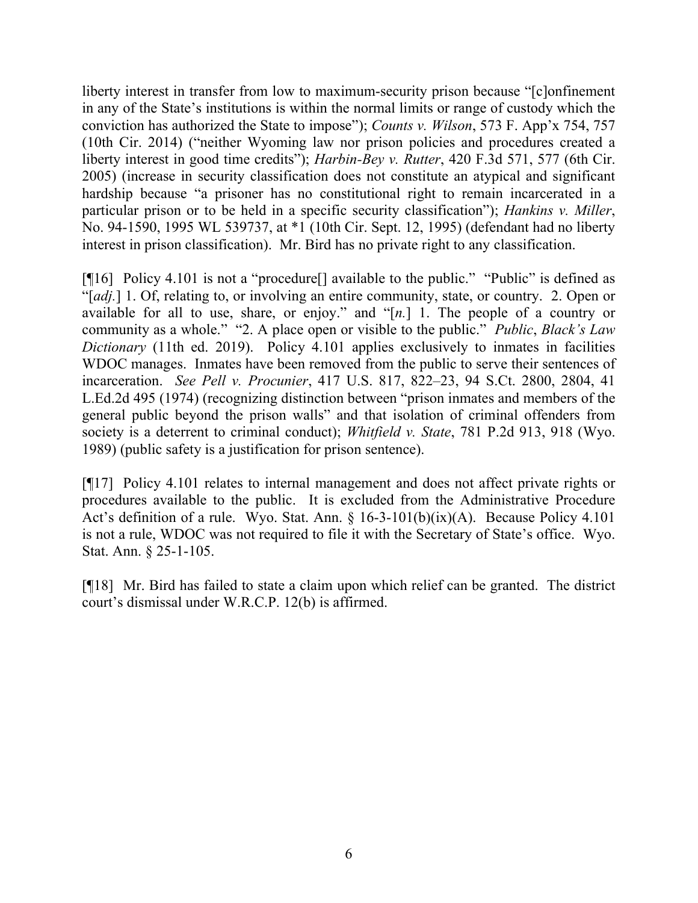liberty interest in transfer from low to maximum-security prison because "[c]onfinement in any of the State's institutions is within the normal limits or range of custody which the conviction has authorized the State to impose"); *Counts v. Wilson*, 573 F. App'x 754, 757 (10th Cir. 2014) ("neither Wyoming law nor prison policies and procedures created a liberty interest in good time credits"); *Harbin-Bey v. Rutter*, 420 F.3d 571, 577 (6th Cir. 2005) (increase in security classification does not constitute an atypical and significant hardship because "a prisoner has no constitutional right to remain incarcerated in a particular prison or to be held in a specific security classification"); *Hankins v. Miller*, No. 94-1590, 1995 WL 539737, at *1 (10th Cir. Sept. 12, 1995) (defendant had no liberty interest in prison classification). Mr. Bird has no private right to any classification.

[¶16] Policy 4.101 is not a "procedure[] available to the public." "Public" is defined as "[*adj.*] 1. Of, relating to, or involving an entire community, state, or country. 2. Open or available for all to use, share, or enjoy." and "[*n.*] 1. The people of a country or community as a whole." "2. A place open or visible to the public." *Public*, *Black's Law Dictionary* (11th ed. 2019). Policy 4.101 applies exclusively to inmates in facilities WDOC manages. Inmates have been removed from the public to serve their sentences of incarceration. *See Pell v. Procunier*, 417 U.S. 817, 822–23, 94 S.Ct. 2800, 2804, 41 L.Ed.2d 495 (1974) (recognizing distinction between "prison inmates and members of the general public beyond the prison walls" and that isolation of criminal offenders from society is a deterrent to criminal conduct); *Whitfield v. State*, 781 P.2d 913, 918 (Wyo. 1989) (public safety is a justification for prison sentence).

[¶17] Policy 4.101 relates to internal management and does not affect private rights or procedures available to the public. It is excluded from the Administrative Procedure Act's definition of a rule. Wyo. Stat. Ann. § 16-3-101(b)(ix)(A). Because Policy 4.101 is not a rule, WDOC was not required to file it with the Secretary of State's office. Wyo. Stat. Ann. § 25-1-105.

[¶18] Mr. Bird has failed to state a claim upon which relief can be granted. The district court's dismissal under W.R.C.P. 12(b) is affirmed.